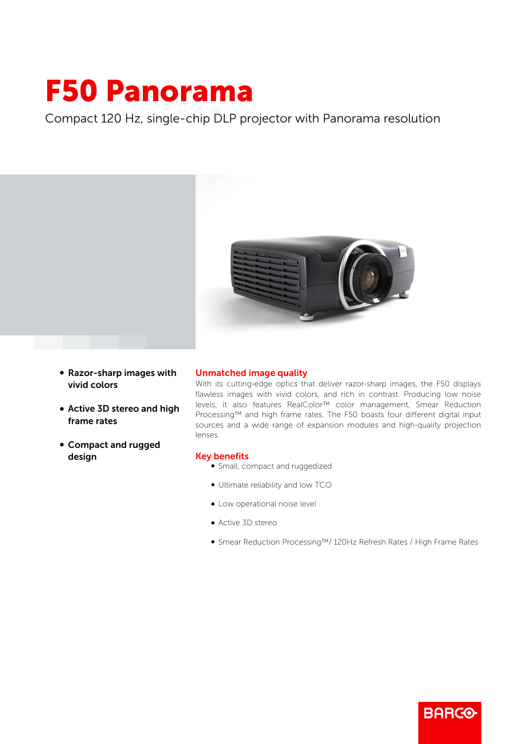# F50 Panorama

Compact 120 Hz, single-chip DLP projector with Panorama resolution

- **Razor-sharp images with vivid colors**
- **Active 3D stereo and high frame rates**
- **Compact and rugged design**

## Unmatched image quality

With its cutting-edge optics that deliver razor-sharp images, the F50 displays flawless images with vivid colors, and rich in contrast. Producing low noise levels, it also features RealColor™ color management, Smear Reduction Processing™ and high frame rates. The F50 boasts four different digital input sources and a wide range of expansion modules and high-quality projection lenses.

## Key benefits

- Small, compact and ruggedized
- Ultimate reliability and low TCO
- Low operational noise level
- Active 3D stereo
- Smear Reduction Processing™/ 120Hz Refresh Rates / High Frame Rates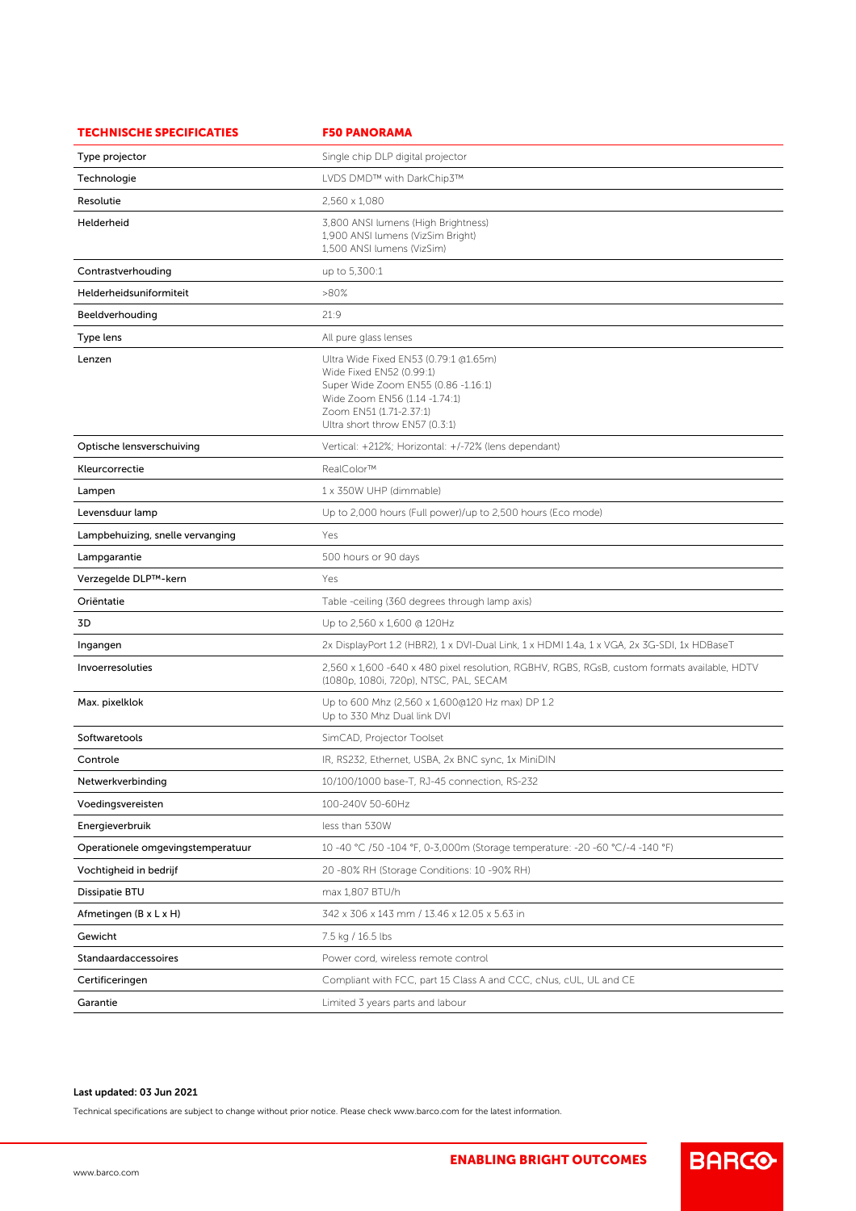| TECHNISCHE SPECIFICATIES | F50 PANORAMA |
|---|---|
| Type projector | Single chip DLP digital projector |
| Technologie | LVDS DMD™ with DarkChip3™ |
| Resolutie | 2,560 x 1,080 |
| Helderheid | 3,800 ANSI lumens (High Brightness)<br>1,900 ANSI lumens (VizSim Bright)<br>1,500 ANSI lumens (VizSim) |
| Contrastverhouding | up to 5,300:1 |
| Helderheidsuniformiteit | >80% |
| Beeldverhouding | 21:9 |
| Type lens | All pure glass lenses |
| Lenzen | Ultra Wide Fixed EN53 (0.79:1 @1.65m)<br>Wide Fixed EN52 (0.99:1)<br>Super Wide Zoom EN55 (0.86 -1.16:1)<br>Wide Zoom EN56 (1.14 -1.74:1)<br>Zoom EN51 (1.71-2.37:1)<br>Ultra short throw EN57 (0.3:1) |
| Optische lensverschuiving | Vertical: +212%; Horizontal: +/-72% (lens dependant) |
| Kleurcorrectie | RealColor™ |
| Lampen | 1 x 350W UHP (dimmable) |
| Levensduur lamp | Up to 2,000 hours (Full power)/up to 2,500 hours (Eco mode) |
| Lampbehuizing, snelle vervanging | Yes |
| Lampgarantie | 500 hours or 90 days |
| Verzegelde DLP™-kern | Yes |
| Oriëntatie | Table -ceiling (360 degrees through lamp axis) |
| 3D | Up to 2,560 x 1,600 @ 120Hz |
| Ingangen | 2x DisplayPort 1.2 (HBR2), 1 x DVI-Dual Link, 1 x HDMI 1.4a, 1 x VGA, 2x 3G-SDI, 1x HDBaseT |
| Invoerresoluties | 2,560 x 1,600 -640 x 480 pixel resolution, RGBHV, RGBS, RGsB, custom formats available, HDTV (1080p, 1080i, 720p), NTSC, PAL, SECAM |
| Max. pixelklok | Up to 600 Mhz (2,560 x 1,600@120 Hz max) DP 1.2<br>Up to 330 Mhz Dual link DVI |
| Softwaretools | SimCAD, Projector Toolset |
| Controle | IR, RS232, Ethernet, USBA, 2x BNC sync, 1x MiniDIN |
| Netwerkverbinding | 10/100/1000 base-T, RJ-45 connection, RS-232 |
| Voedingsvereisten | 100-240V 50-60Hz |
| Energieverbruik | less than 530W |
| Operationele omgevingstemperatuur | 10 -40 °C /50 -104 °F, 0-3,000m (Storage temperature: -20 -60 °C/-4 -140 °F) |
| Vochtigheid in bedrijf | 20 -80% RH (Storage Conditions: 10 -90% RH) |
| Dissipatie BTU | max 1,807 BTU/h |
| Afmetingen (B x L x H) | 342 x 306 x 143 mm / 13.46 x 12.05 x 5.63 in |
| Gewicht | 7.5 kg / 16.5 lbs |
| Standaardaccessoires | Power cord, wireless remote control |
| Certificeringen | Compliant with FCC, part 15 Class A and CCC, cNus, cUL, UL and CE |
| Garantie | Limited 3 years parts and labour |

**Last updated: 03 Jun 2021**

Technical specifications are subject to change without prior notice. Please check www.barco.com for the latest information.

**ENABLING BRIGHT OUTCOMES**

BARCO

www.barco.com